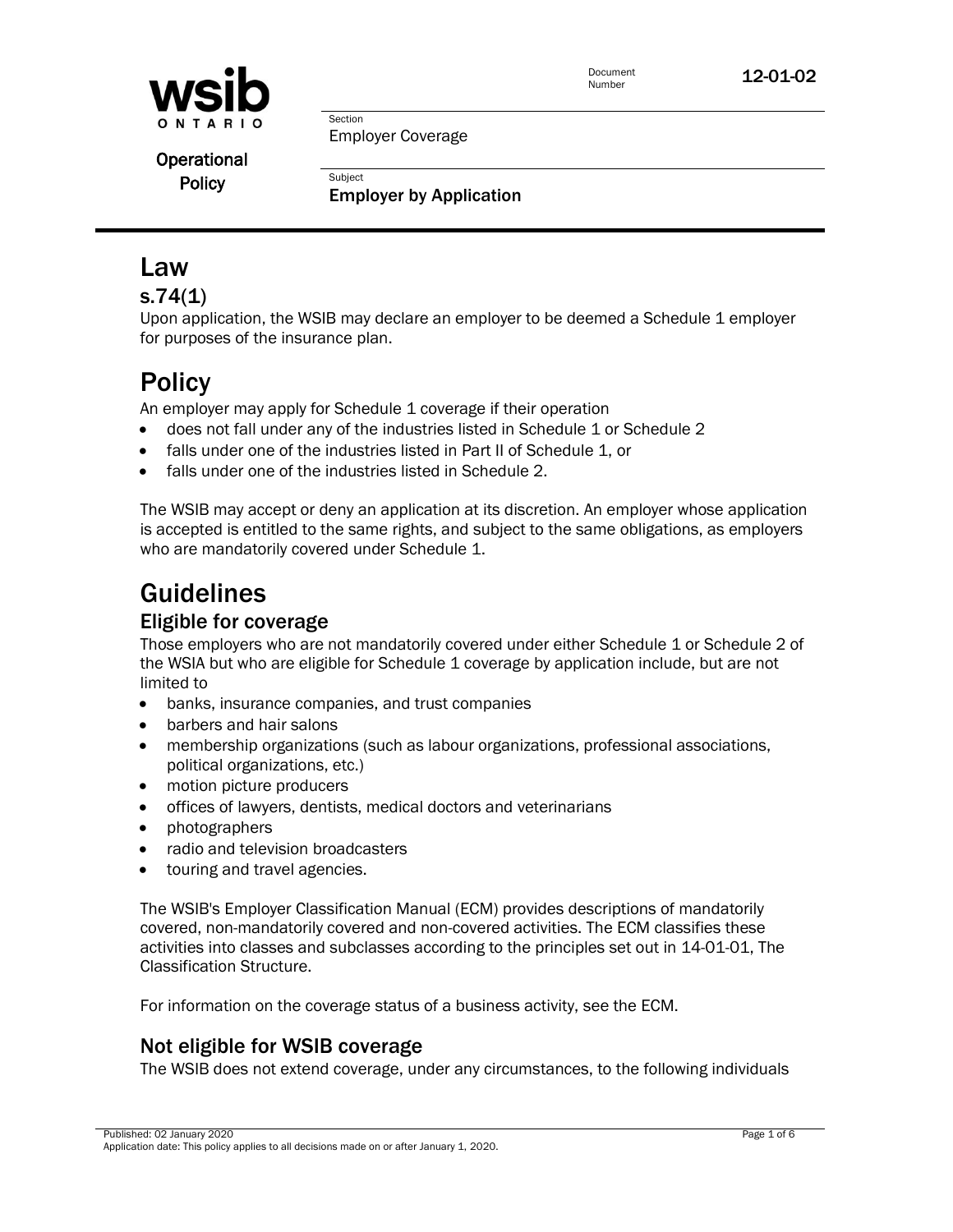wsib ONTARIO

Operational Policy

Document Number: 12-01-02

Section: Employer Coverage

Subject: **Employer by Application**

# Law

## s.74(1)

Upon application, the WSIB may declare an employer to be deemed a Schedule 1 employer for purposes of the insurance plan.

# Policy

An employer may apply for Schedule 1 coverage if their operation

- does not fall under any of the industries listed in Schedule 1 or Schedule 2
- falls under one of the industries listed in Part II of Schedule 1, or
- falls under one of the industries listed in Schedule 2.

The WSIB may accept or deny an application at its discretion. An employer whose application is accepted is entitled to the same rights, and subject to the same obligations, as employers who are mandatorily covered under Schedule 1.

# Guidelines

## Eligible for coverage

Those employers who are not mandatorily covered under either Schedule 1 or Schedule 2 of the WSIA but who are eligible for Schedule 1 coverage by application include, but are not limited to

- banks, insurance companies, and trust companies
- barbers and hair salons
- membership organizations (such as labour organizations, professional associations, political organizations, etc.)
- motion picture producers
- offices of lawyers, dentists, medical doctors and veterinarians
- photographers
- radio and television broadcasters
- touring and travel agencies.

The WSIB's Employer Classification Manual (ECM) provides descriptions of mandatorily covered, non-mandatorily covered and non-covered activities. The ECM classifies these activities into classes and subclasses according to the principles set out in 14-01-01, The Classification Structure.

For information on the coverage status of a business activity, see the ECM.

## Not eligible for WSIB coverage

The WSIB does not extend coverage, under any circumstances, to the following individuals

Published: 02 January 2020
Application date: This policy applies to all decisions made on or after January 1, 2020.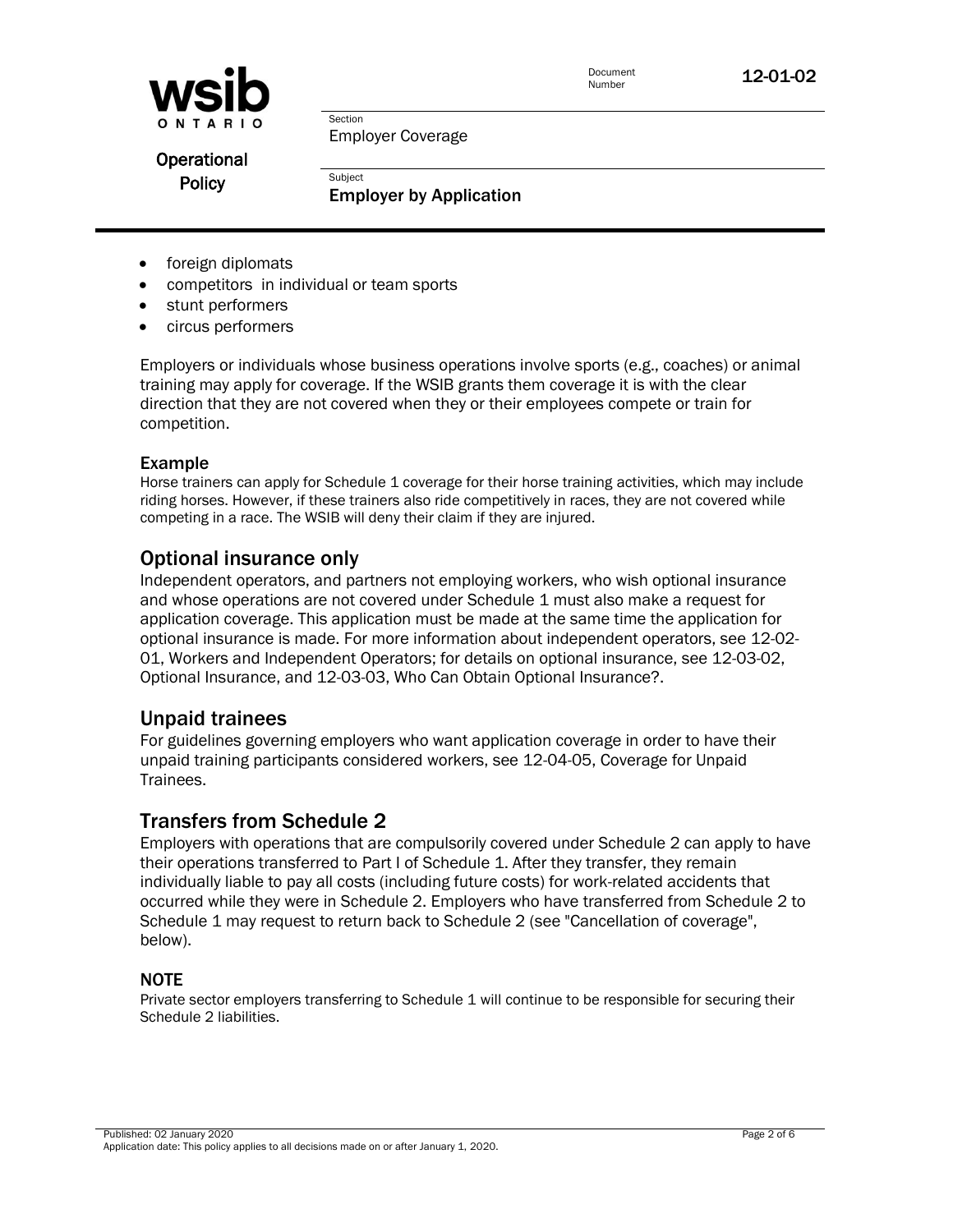- foreign diplomats
- competitors in individual or team sports
- stunt performers
- circus performers

Employers or individuals whose business operations involve sports (e.g., coaches) or animal training may apply for coverage. If the WSIB grants them coverage it is with the clear direction that they are not covered when they or their employees compete or train for competition.

### Example

Horse trainers can apply for Schedule 1 coverage for their horse training activities, which may include riding horses. However, if these trainers also ride competitively in races, they are not covered while competing in a race. The WSIB will deny their claim if they are injured.

## Optional insurance only

Independent operators, and partners not employing workers, who wish optional insurance and whose operations are not covered under Schedule 1 must also make a request for application coverage. This application must be made at the same time the application for optional insurance is made. For more information about independent operators, see 12-02-01, Workers and Independent Operators; for details on optional insurance, see 12-03-02, Optional Insurance, and 12-03-03, Who Can Obtain Optional Insurance?.

## Unpaid trainees

For guidelines governing employers who want application coverage in order to have their unpaid training participants considered workers, see 12-04-05, Coverage for Unpaid Trainees.

## Transfers from Schedule 2

Employers with operations that are compulsorily covered under Schedule 2 can apply to have their operations transferred to Part I of Schedule 1. After they transfer, they remain individually liable to pay all costs (including future costs) for work-related accidents that occurred while they were in Schedule 2. Employers who have transferred from Schedule 2 to Schedule 1 may request to return back to Schedule 2 (see "Cancellation of coverage", below).

### NOTE

Private sector employers transferring to Schedule 1 will continue to be responsible for securing their Schedule 2 liabilities.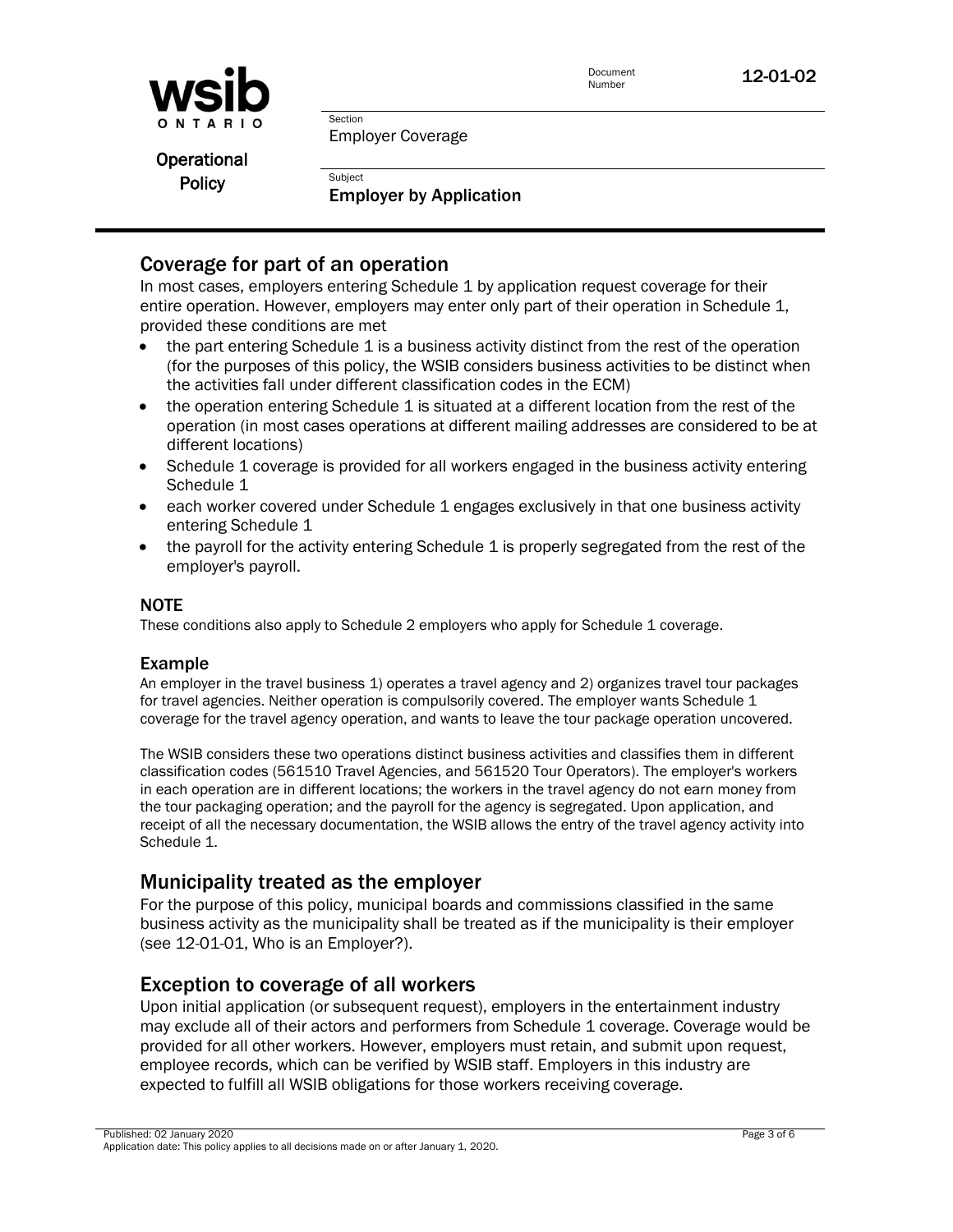## Coverage for part of an operation

In most cases, employers entering Schedule 1 by application request coverage for their entire operation. However, employers may enter only part of their operation in Schedule 1, provided these conditions are met

- the part entering Schedule 1 is a business activity distinct from the rest of the operation (for the purposes of this policy, the WSIB considers business activities to be distinct when the activities fall under different classification codes in the ECM)
- the operation entering Schedule 1 is situated at a different location from the rest of the operation (in most cases operations at different mailing addresses are considered to be at different locations)
- Schedule 1 coverage is provided for all workers engaged in the business activity entering Schedule 1
- each worker covered under Schedule 1 engages exclusively in that one business activity entering Schedule 1
- the payroll for the activity entering Schedule 1 is properly segregated from the rest of the employer's payroll.

### NOTE

These conditions also apply to Schedule 2 employers who apply for Schedule 1 coverage.

### Example

An employer in the travel business 1) operates a travel agency and 2) organizes travel tour packages for travel agencies. Neither operation is compulsorily covered. The employer wants Schedule 1 coverage for the travel agency operation, and wants to leave the tour package operation uncovered.

The WSIB considers these two operations distinct business activities and classifies them in different classification codes (561510 Travel Agencies, and 561520 Tour Operators). The employer's workers in each operation are in different locations; the workers in the travel agency do not earn money from the tour packaging operation; and the payroll for the agency is segregated. Upon application, and receipt of all the necessary documentation, the WSIB allows the entry of the travel agency activity into Schedule 1.

## Municipality treated as the employer

For the purpose of this policy, municipal boards and commissions classified in the same business activity as the municipality shall be treated as if the municipality is their employer (see 12-01-01, Who is an Employer?).

## Exception to coverage of all workers

Upon initial application (or subsequent request), employers in the entertainment industry may exclude all of their actors and performers from Schedule 1 coverage. Coverage would be provided for all other workers. However, employers must retain, and submit upon request, employee records, which can be verified by WSIB staff. Employers in this industry are expected to fulfill all WSIB obligations for those workers receiving coverage.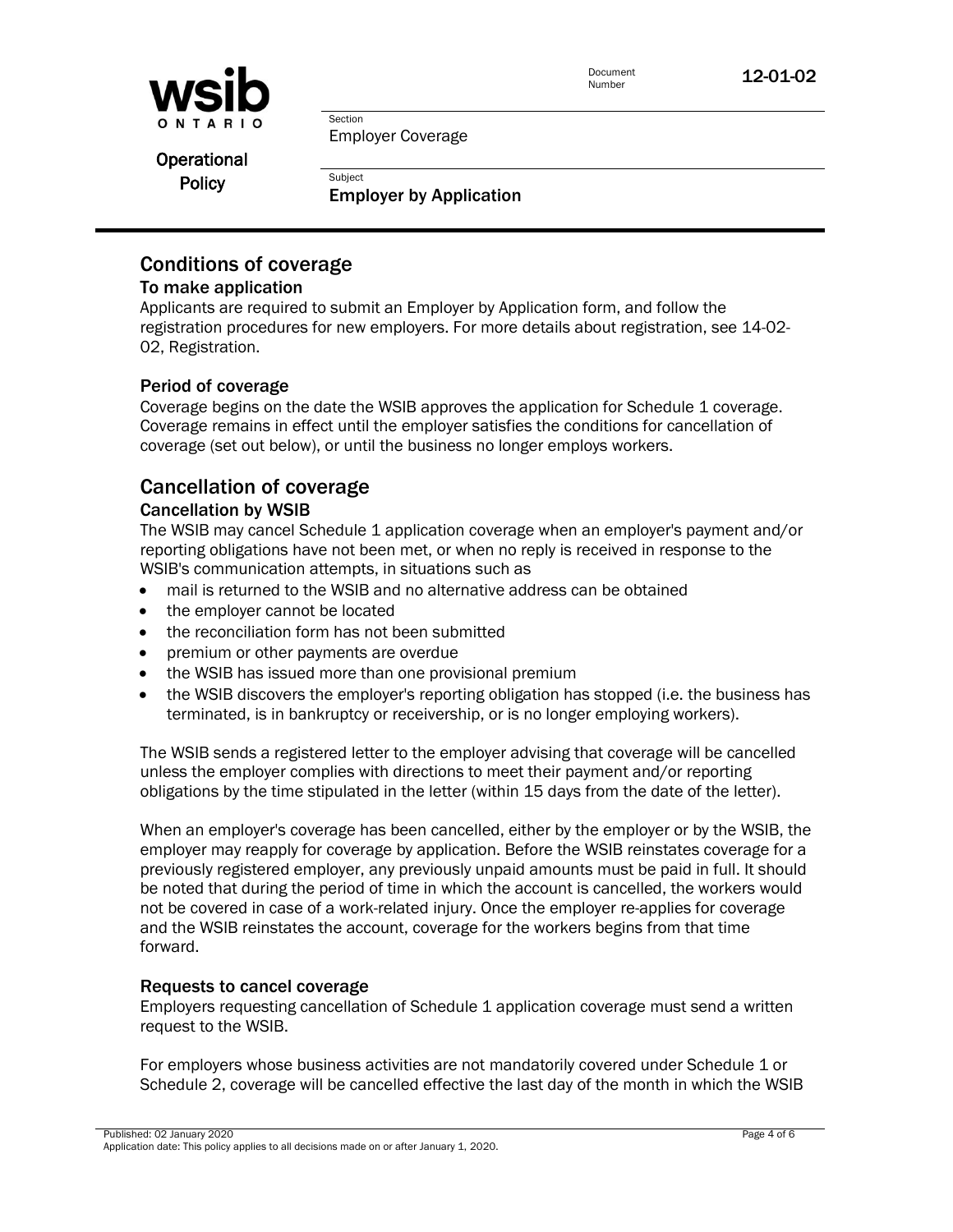## Conditions of coverage

### To make application

Applicants are required to submit an Employer by Application form, and follow the registration procedures for new employers. For more details about registration, see 14-02-02, Registration.

### Period of coverage

Coverage begins on the date the WSIB approves the application for Schedule 1 coverage. Coverage remains in effect until the employer satisfies the conditions for cancellation of coverage (set out below), or until the business no longer employs workers.

## Cancellation of coverage

### Cancellation by WSIB

The WSIB may cancel Schedule 1 application coverage when an employer's payment and/or reporting obligations have not been met, or when no reply is received in response to the WSIB's communication attempts, in situations such as

- mail is returned to the WSIB and no alternative address can be obtained
- the employer cannot be located
- the reconciliation form has not been submitted
- premium or other payments are overdue
- the WSIB has issued more than one provisional premium
- the WSIB discovers the employer's reporting obligation has stopped (i.e. the business has terminated, is in bankruptcy or receivership, or is no longer employing workers).

The WSIB sends a registered letter to the employer advising that coverage will be cancelled unless the employer complies with directions to meet their payment and/or reporting obligations by the time stipulated in the letter (within 15 days from the date of the letter).

When an employer's coverage has been cancelled, either by the employer or by the WSIB, the employer may reapply for coverage by application. Before the WSIB reinstates coverage for a previously registered employer, any previously unpaid amounts must be paid in full. It should be noted that during the period of time in which the account is cancelled, the workers would not be covered in case of a work-related injury. Once the employer re-applies for coverage and the WSIB reinstates the account, coverage for the workers begins from that time forward.

### Requests to cancel coverage

Employers requesting cancellation of Schedule 1 application coverage must send a written request to the WSIB.

For employers whose business activities are not mandatorily covered under Schedule 1 or Schedule 2, coverage will be cancelled effective the last day of the month in which the WSIB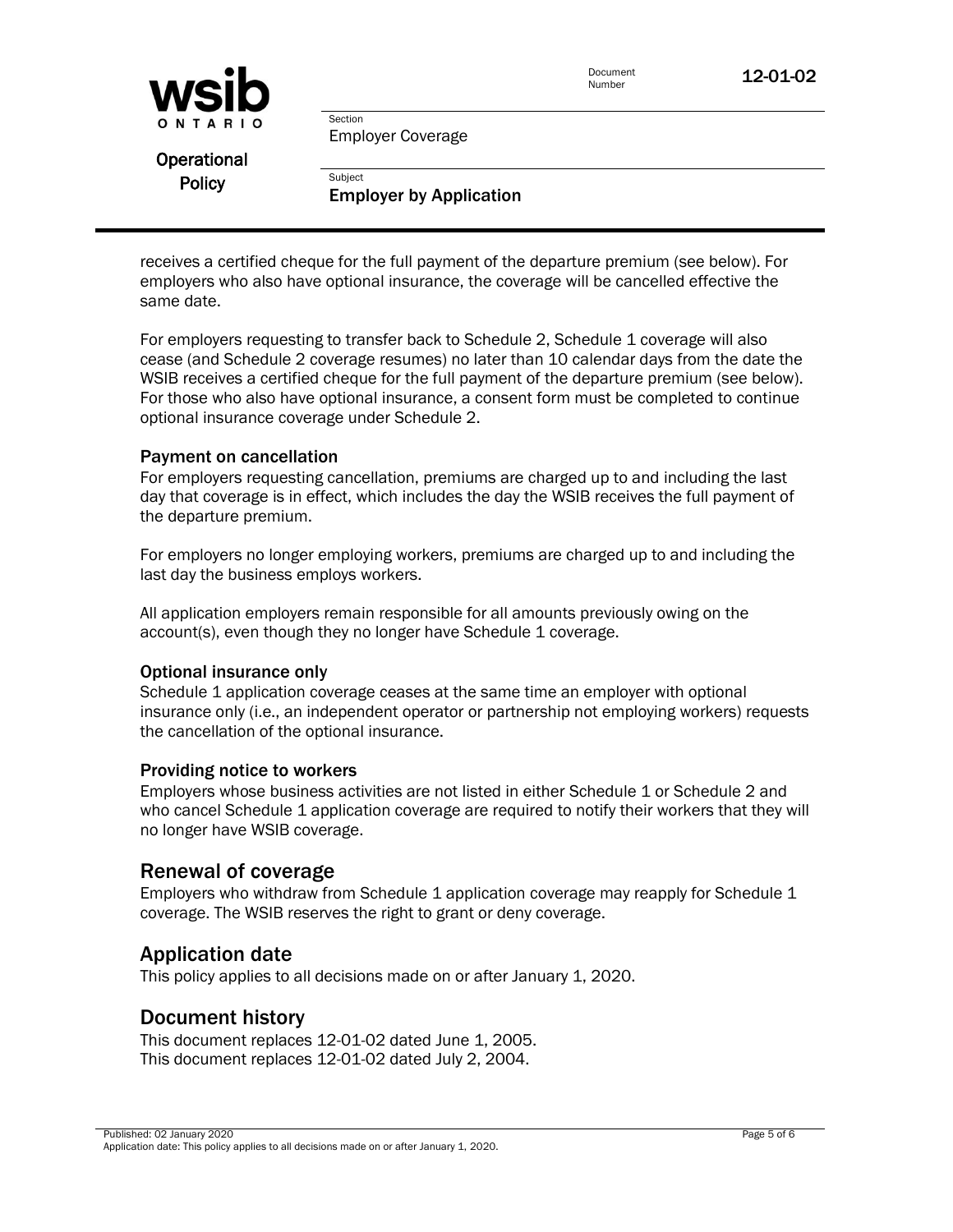receives a certified cheque for the full payment of the departure premium (see below). For employers who also have optional insurance, the coverage will be cancelled effective the same date.

For employers requesting to transfer back to Schedule 2, Schedule 1 coverage will also cease (and Schedule 2 coverage resumes) no later than 10 calendar days from the date the WSIB receives a certified cheque for the full payment of the departure premium (see below). For those who also have optional insurance, a consent form must be completed to continue optional insurance coverage under Schedule 2.

### Payment on cancellation

For employers requesting cancellation, premiums are charged up to and including the last day that coverage is in effect, which includes the day the WSIB receives the full payment of the departure premium.

For employers no longer employing workers, premiums are charged up to and including the last day the business employs workers.

All application employers remain responsible for all amounts previously owing on the account(s), even though they no longer have Schedule 1 coverage.

### Optional insurance only

Schedule 1 application coverage ceases at the same time an employer with optional insurance only (i.e., an independent operator or partnership not employing workers) requests the cancellation of the optional insurance.

### Providing notice to workers

Employers whose business activities are not listed in either Schedule 1 or Schedule 2 and who cancel Schedule 1 application coverage are required to notify their workers that they will no longer have WSIB coverage.

## Renewal of coverage

Employers who withdraw from Schedule 1 application coverage may reapply for Schedule 1 coverage. The WSIB reserves the right to grant or deny coverage.

## Application date

This policy applies to all decisions made on or after January 1, 2020.

## Document history

This document replaces 12-01-02 dated June 1, 2005.
This document replaces 12-01-02 dated July 2, 2004.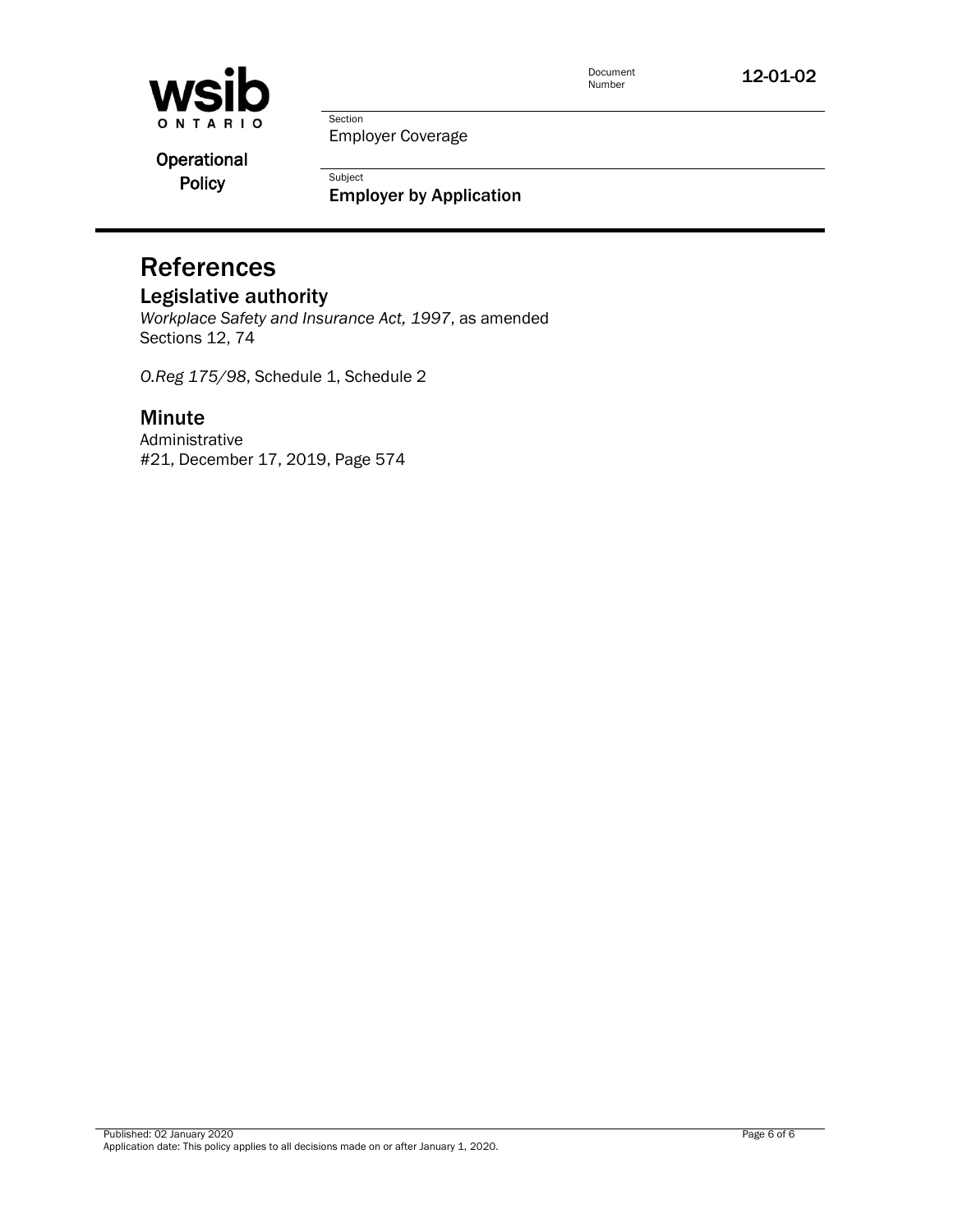# References

## Legislative authority

*Workplace Safety and Insurance Act, 1997*, as amended
Sections 12, 74

*O.Reg 175/98*, Schedule 1, Schedule 2

## Minute

Administrative
#21, December 17, 2019, Page 574